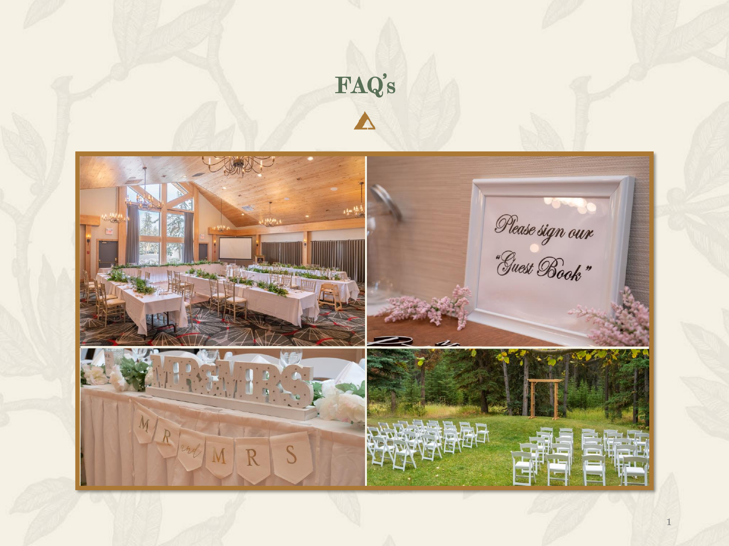# FAQ's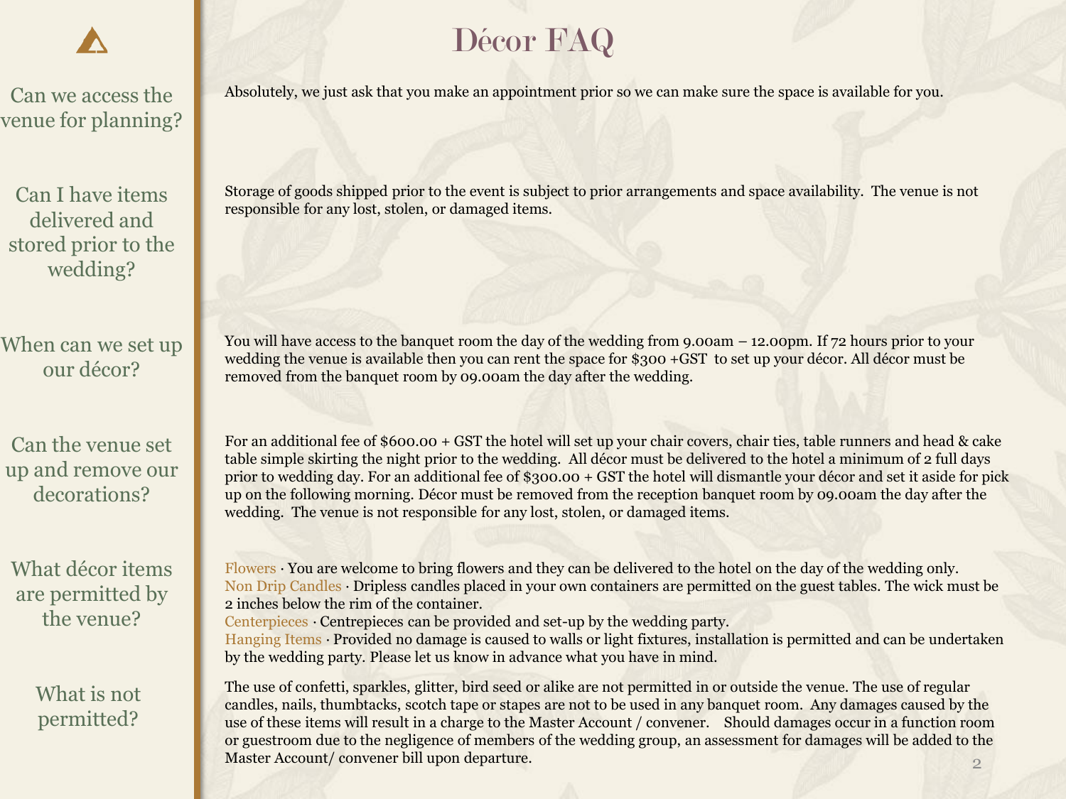# Décor FAQ

### Can we access the venue for planning?

Absolutely, we just ask that you make an appointment prior so we can make sure the space is available for you.

### Can I have items delivered and stored prior to the wedding?

Storage of goods shipped prior to the event is subject to prior arrangements and space availability. The venue is not responsible for any lost, stolen, or damaged items.

### When can we set up our décor?

You will have access to the banquet room the day of the wedding from 9.00am – 12.00pm. If 72 hours prior to your wedding the venue is available then you can rent the space for $300 +GST to set up your décor. All décor must be removed from the banquet room by 09.00am the day after the wedding.

### Can the venue set up and remove our decorations?

For an additional fee of $600.00 + GST the hotel will set up your chair covers, chair ties, table runners and head & cake table simple skirting the night prior to the wedding. All décor must be delivered to the hotel a minimum of 2 full days prior to wedding day. For an additional fee of $300.00 + GST the hotel will dismantle your décor and set it aside for pick up on the following morning. Décor must be removed from the reception banquet room by 09.00am the day after the wedding. The venue is not responsible for any lost, stolen, or damaged items.

### What décor items are permitted by the venue?

Flowers · You are welcome to bring flowers and they can be delivered to the hotel on the day of the wedding only.
Non Drip Candles · Dripless candles placed in your own containers are permitted on the guest tables. The wick must be 2 inches below the rim of the container.
Centerpieces · Centrepieces can be provided and set-up by the wedding party.
Hanging Items · Provided no damage is caused to walls or light fixtures, installation is permitted and can be undertaken by the wedding party. Please let us know in advance what you have in mind.

### What is not permitted?

The use of confetti, sparkles, glitter, bird seed or alike are not permitted in or outside the venue. The use of regular candles, nails, thumbtacks, scotch tape or stapes are not to be used in any banquet room. Any damages caused by the use of these items will result in a charge to the Master Account / convener. Should damages occur in a function room or guestroom due to the negligence of members of the wedding group, an assessment for damages will be added to the Master Account/ convener bill upon departure.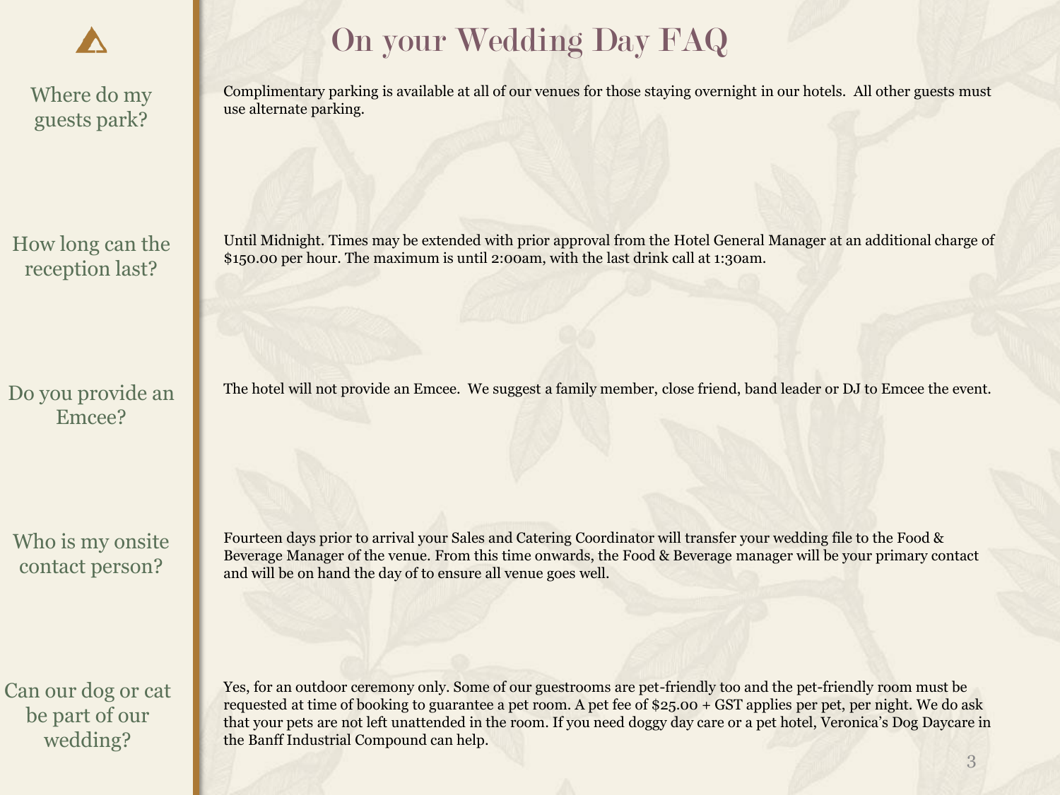# On your Wedding Day FAQ

### Where do my guests park?

Complimentary parking is available at all of our venues for those staying overnight in our hotels. All other guests must use alternate parking.

### How long can the reception last?

Until Midnight. Times may be extended with prior approval from the Hotel General Manager at an additional charge of $150.00 per hour. The maximum is until 2:00am, with the last drink call at 1:30am.

### Do you provide an Emcee?

The hotel will not provide an Emcee. We suggest a family member, close friend, band leader or DJ to Emcee the event.

### Who is my onsite contact person?

Fourteen days prior to arrival your Sales and Catering Coordinator will transfer your wedding file to the Food & Beverage Manager of the venue. From this time onwards, the Food & Beverage manager will be your primary contact and will be on hand the day of to ensure all venue goes well.

### Can our dog or cat be part of our wedding?

Yes, for an outdoor ceremony only. Some of our guestrooms are pet-friendly too and the pet-friendly room must be requested at time of booking to guarantee a pet room. A pet fee of $25.00 + GST applies per pet, per night. We do ask that your pets are not left unattended in the room. If you need doggy day care or a pet hotel, Veronica's Dog Daycare in the Banff Industrial Compound can help.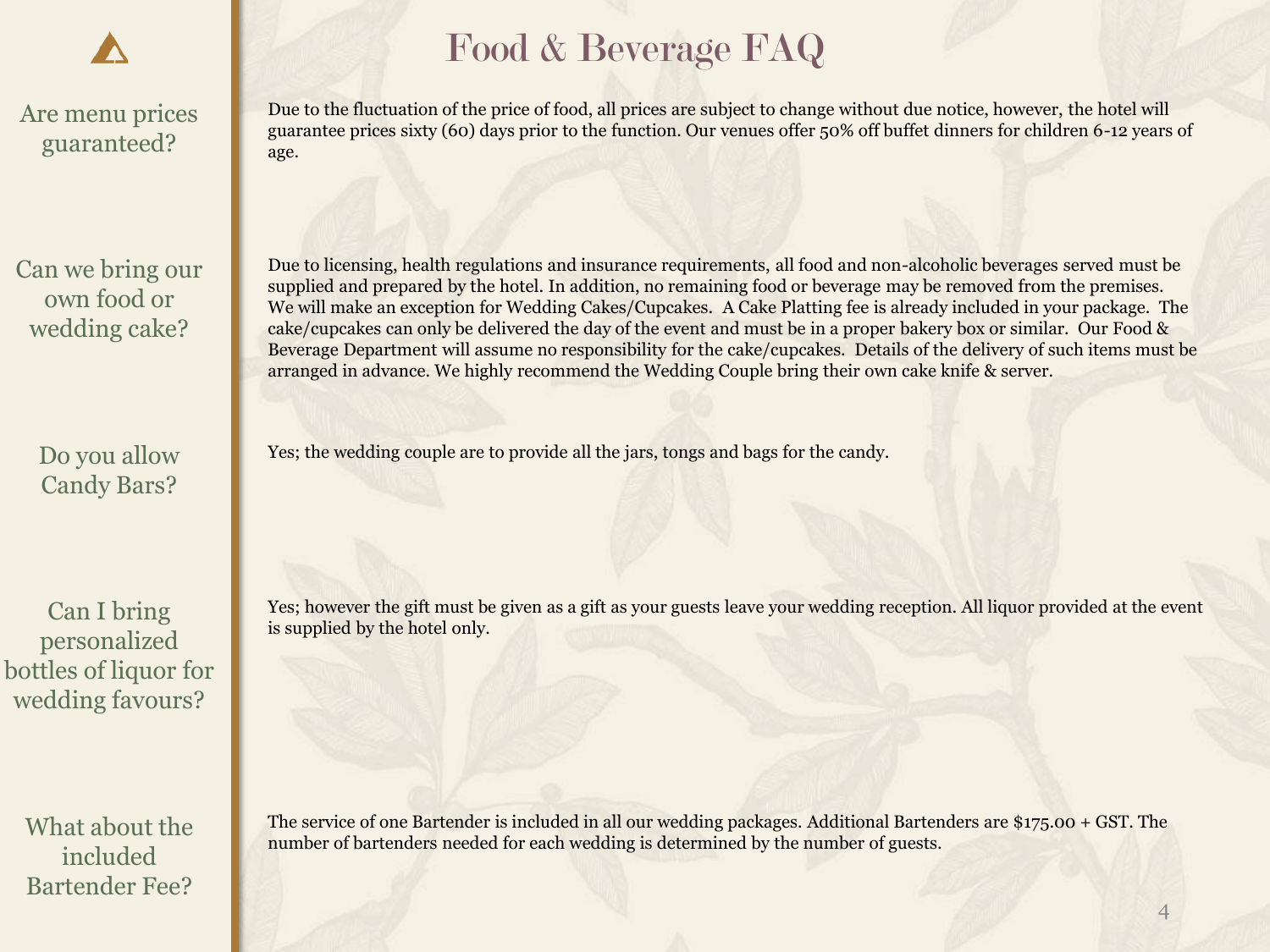# Food & Beverage FAQ

**Are menu prices guaranteed?**

Due to the fluctuation of the price of food, all prices are subject to change without due notice, however, the hotel will guarantee prices sixty (60) days prior to the function. Our venues offer 50% off buffet dinners for children 6-12 years of age.

**Can we bring our own food or wedding cake?**

Due to licensing, health regulations and insurance requirements, all food and non-alcoholic beverages served must be supplied and prepared by the hotel. In addition, no remaining food or beverage may be removed from the premises. We will make an exception for Wedding Cakes/Cupcakes. A Cake Platting fee is already included in your package. The cake/cupcakes can only be delivered the day of the event and must be in a proper bakery box or similar. Our Food & Beverage Department will assume no responsibility for the cake/cupcakes. Details of the delivery of such items must be arranged in advance. We highly recommend the Wedding Couple bring their own cake knife & server.

**Do you allow Candy Bars?**

Yes; the wedding couple are to provide all the jars, tongs and bags for the candy.

**Can I bring personalized bottles of liquor for wedding favours?**

Yes; however the gift must be given as a gift as your guests leave your wedding reception. All liquor provided at the event is supplied by the hotel only.

**What about the included Bartender Fee?**

The service of one Bartender is included in all our wedding packages. Additional Bartenders are $175.00 + GST. The number of bartenders needed for each wedding is determined by the number of guests.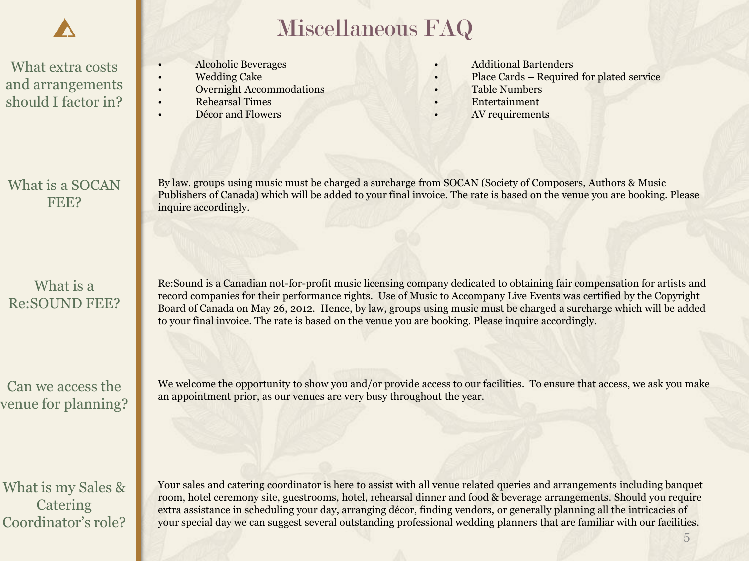# Miscellaneous FAQ

### What extra costs and arrangements should I factor in?

- Alcoholic Beverages
- Wedding Cake
- Overnight Accommodations
- Rehearsal Times
- Décor and Flowers
- Additional Bartenders
- Place Cards – Required for plated service
- Table Numbers
- Entertainment
- AV requirements

### What is a SOCAN FEE?

By law, groups using music must be charged a surcharge from SOCAN (Society of Composers, Authors & Music Publishers of Canada) which will be added to your final invoice. The rate is based on the venue you are booking. Please inquire accordingly.

### What is a Re:SOUND FEE?

Re:Sound is a Canadian not-for-profit music licensing company dedicated to obtaining fair compensation for artists and record companies for their performance rights. Use of Music to Accompany Live Events was certified by the Copyright Board of Canada on May 26, 2012. Hence, by law, groups using music must be charged a surcharge which will be added to your final invoice. The rate is based on the venue you are booking. Please inquire accordingly.

### Can we access the venue for planning?

We welcome the opportunity to show you and/or provide access to our facilities. To ensure that access, we ask you make an appointment prior, as our venues are very busy throughout the year.

### What is my Sales & Catering Coordinator's role?

Your sales and catering coordinator is here to assist with all venue related queries and arrangements including banquet room, hotel ceremony site, guestrooms, hotel, rehearsal dinner and food & beverage arrangements. Should you require extra assistance in scheduling your day, arranging décor, finding vendors, or generally planning all the intricacies of your special day we can suggest several outstanding professional wedding planners that are familiar with our facilities.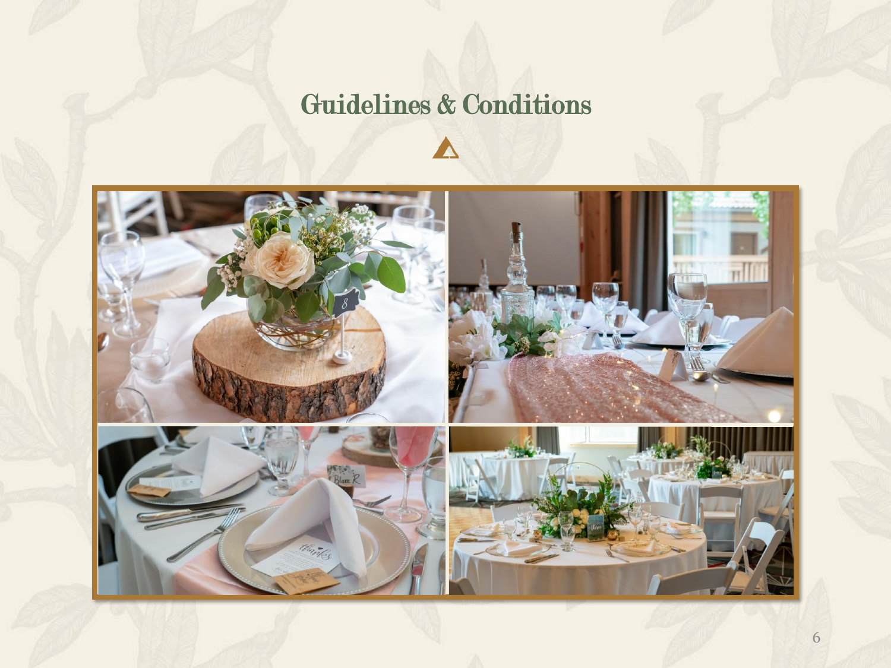# Guidelines & Conditions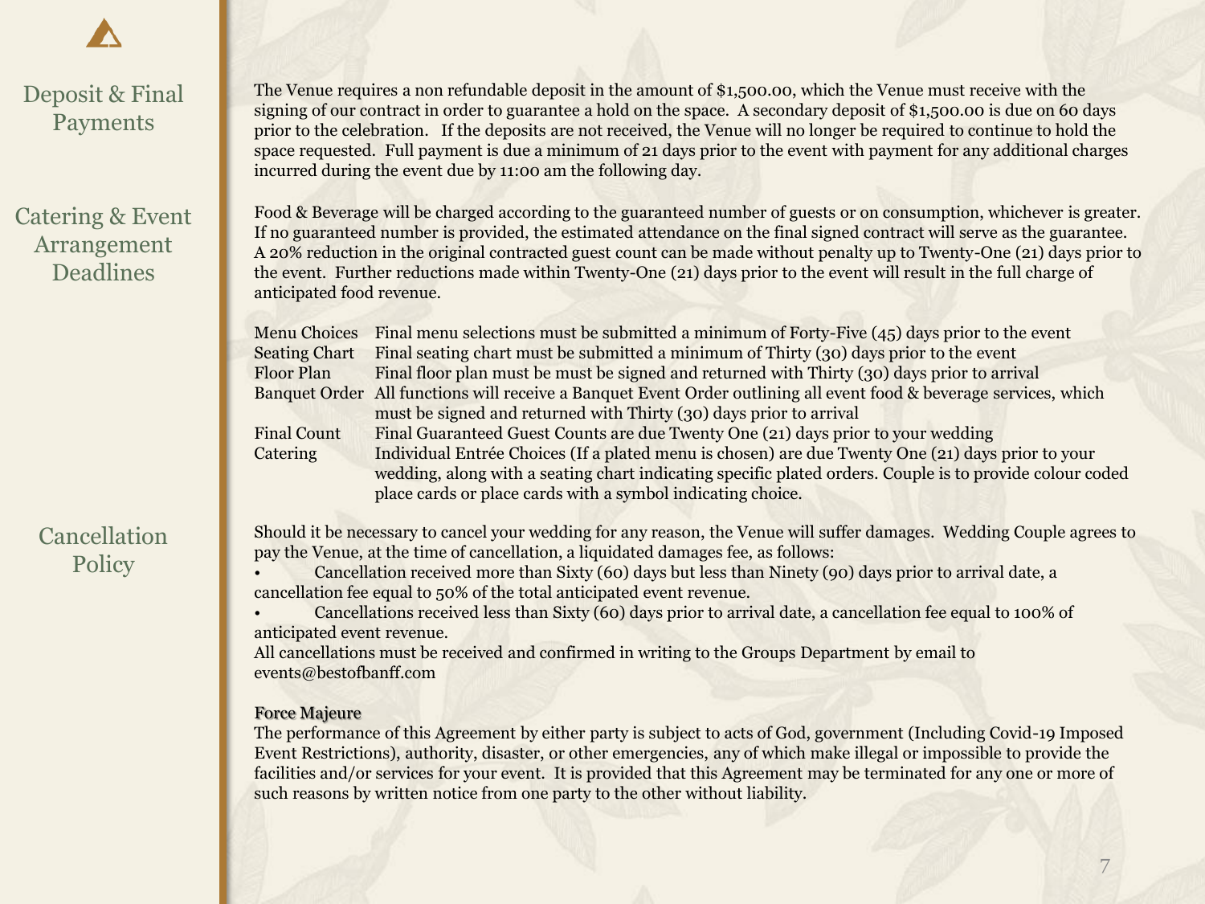## Deposit & Final Payments

The Venue requires a non refundable deposit in the amount of $1,500.00, which the Venue must receive with the signing of our contract in order to guarantee a hold on the space. A secondary deposit of $1,500.00 is due on 60 days prior to the celebration. If the deposits are not received, the Venue will no longer be required to continue to hold the space requested. Full payment is due a minimum of 21 days prior to the event with payment for any additional charges incurred during the event due by 11:00 am the following day.

## Catering & Event Arrangement Deadlines

Food & Beverage will be charged according to the guaranteed number of guests or on consumption, whichever is greater. If no guaranteed number is provided, the estimated attendance on the final signed contract will serve as the guarantee. A 20% reduction in the original contracted guest count can be made without penalty up to Twenty-One (21) days prior to the event. Further reductions made within Twenty-One (21) days prior to the event will result in the full charge of anticipated food revenue.

| | |
|---|---|
| Menu Choices | Final menu selections must be submitted a minimum of Forty-Five (45) days prior to the event |
| Seating Chart | Final seating chart must be submitted a minimum of Thirty (30) days prior to the event |
| Floor Plan | Final floor plan must be must be signed and returned with Thirty (30) days prior to arrival |
| Banquet Order | All functions will receive a Banquet Event Order outlining all event food & beverage services, which must be signed and returned with Thirty (30) days prior to arrival |
| Final Count | Final Guaranteed Guest Counts are due Twenty One (21) days prior to your wedding |
| Catering | Individual Entrée Choices (If a plated menu is chosen) are due Twenty One (21) days prior to your wedding, along with a seating chart indicating specific plated orders. Couple is to provide colour coded place cards or place cards with a symbol indicating choice. |

## Cancellation Policy

Should it be necessary to cancel your wedding for any reason, the Venue will suffer damages. Wedding Couple agrees to pay the Venue, at the time of cancellation, a liquidated damages fee, as follows:

- Cancellation received more than Sixty (60) days but less than Ninety (90) days prior to arrival date, a cancellation fee equal to 50% of the total anticipated event revenue.
- Cancellations received less than Sixty (60) days prior to arrival date, a cancellation fee equal to 100% of anticipated event revenue.

All cancellations must be received and confirmed in writing to the Groups Department by email to events@bestofbanff.com

**Force Majeure**

The performance of this Agreement by either party is subject to acts of God, government (Including Covid-19 Imposed Event Restrictions), authority, disaster, or other emergencies, any of which make illegal or impossible to provide the facilities and/or services for your event. It is provided that this Agreement may be terminated for any one or more of such reasons by written notice from one party to the other without liability.